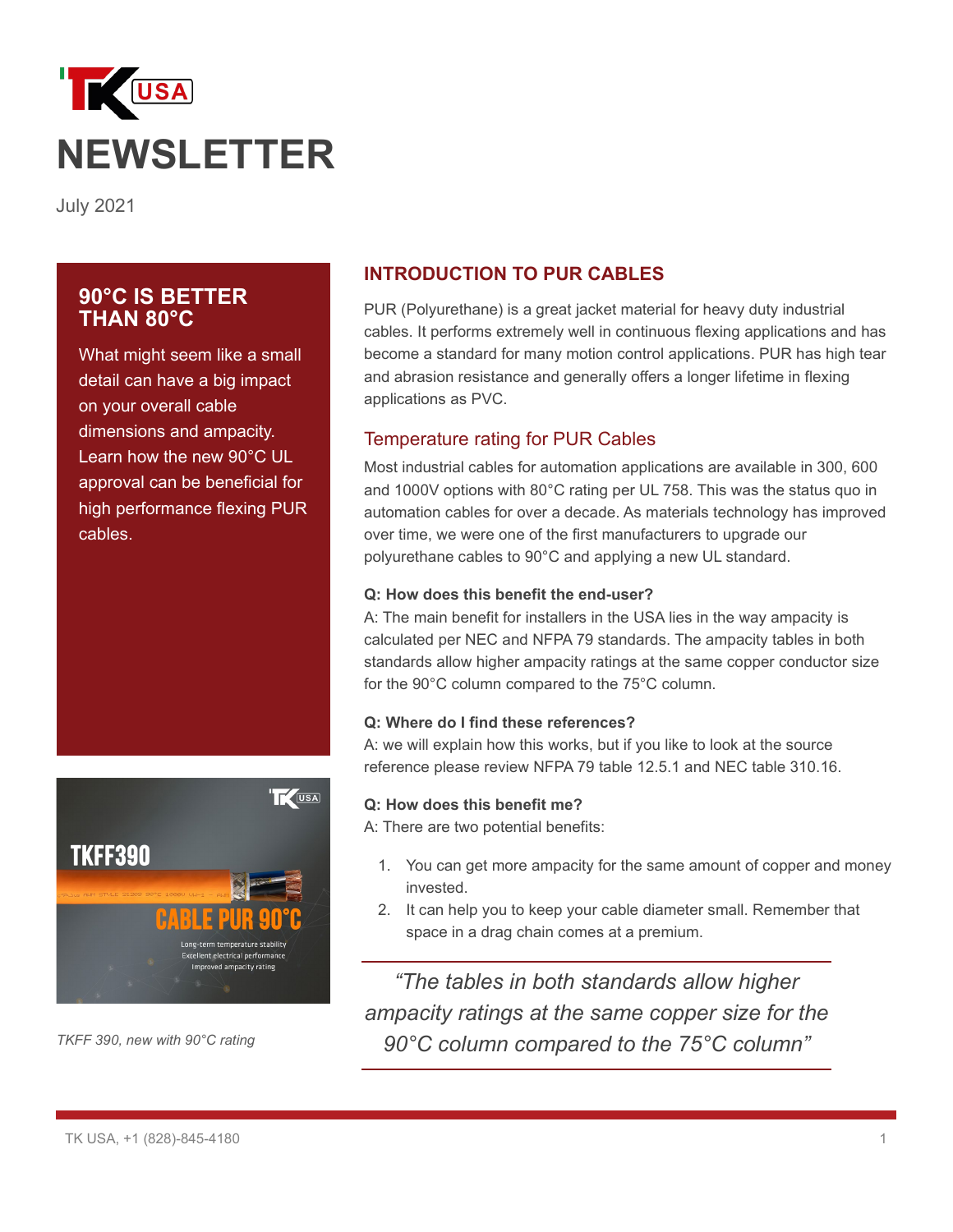# NEWSLETTER

July 2021

## 90°C IS BETTER THAN 80°C

What might seem like a small detail can have a big impact on your overall cable dimensions and ampacity. Learn how the new 90°C UL approval can be beneficial for high performance flexing PUR cables.

*TKFF 390, new with 90°C rating*

## INTRODUCTION TO PUR CABLES

PUR (Polyurethane) is a great jacket material for heavy duty industrial cables. It performs extremely well in continuous flexing applications and has become a standard for many motion control applications. PUR has high tear and abrasion resistance and generally offers a longer lifetime in flexing applications as PVC.

### Temperature rating for PUR Cables

Most industrial cables for automation applications are available in 300, 600 and 1000V options with 80°C rating per UL 758. This was the status quo in automation cables for over a decade. As materials technology has improved over time, we were one of the first manufacturers to upgrade our polyurethane cables to 90°C and applying a new UL standard.

**Q: How does this benefit the end-user?**
A: The main benefit for installers in the USA lies in the way ampacity is calculated per NEC and NFPA 79 standards. The ampacity tables in both standards allow higher ampacity ratings at the same copper conductor size for the 90°C column compared to the 75°C column.

**Q: Where do I find these references?**
A: we will explain how this works, but if you like to look at the source reference please review NFPA 79 table 12.5.1 and NEC table 310.16.

**Q: How does this benefit me?**
A: There are two potential benefits:

1. You can get more ampacity for the same amount of copper and money invested.
2. It can help you to keep your cable diameter small. Remember that space in a drag chain comes at a premium.

> *"The tables in both standards allow higher ampacity ratings at the same copper size for the 90°C column compared to the 75°C column"*

TK USA, +1 (828)-845-4180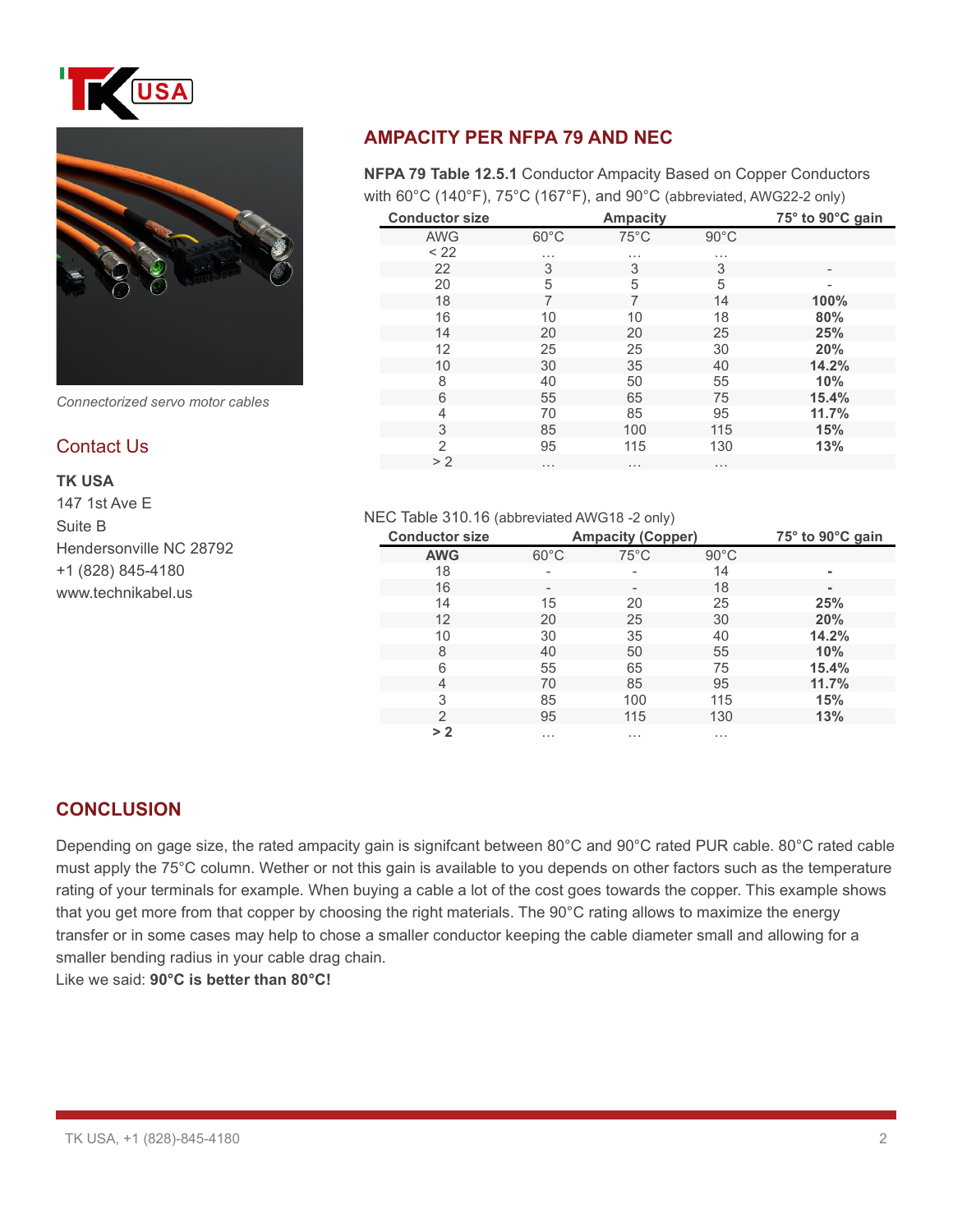Connectorized servo motor cables

## Contact Us

**TK USA**
147 1st Ave E
Suite B
Hendersonville NC 28792
+1 (828) 845-4180
www.technikabel.us

## AMPACITY PER NFPA 79 AND NEC

**NFPA 79 Table 12.5.1** Conductor Ampacity Based on Copper Conductors with 60°C (140°F), 75°C (167°F), and 90°C (abbreviated, AWG22-2 only)

| Conductor size | Ampacity | | | 75° to 90°C gain |
|---|---|---|---|---|
| AWG | 60°C | 75°C | 90°C | |
| < 22 | … | … | … | |
| 22 | 3 | 3 | 3 | - |
| 20 | 5 | 5 | 5 | - |
| 18 | 7 | 7 | 14 | **100%** |
| 16 | 10 | 10 | 18 | **80%** |
| 14 | 20 | 20 | 25 | **25%** |
| 12 | 25 | 25 | 30 | **20%** |
| 10 | 30 | 35 | 40 | **14.2%** |
| 8 | 40 | 50 | 55 | **10%** |
| 6 | 55 | 65 | 75 | **15.4%** |
| 4 | 70 | 85 | 95 | **11.7%** |
| 3 | 85 | 100 | 115 | **15%** |
| 2 | 95 | 115 | 130 | **13%** |
| > 2 | … | … | … | |

NEC Table 310.16 (abbreviated AWG18 -2 only)

| Conductor size | Ampacity (Copper) | | | 75° to 90°C gain |
|---|---|---|---|---|
| **AWG** | 60°C | 75°C | 90°C | |
| 18 | - | - | 14 | **-** |
| 16 | - | - | 18 | **-** |
| 14 | 15 | 20 | 25 | **25%** |
| 12 | 20 | 25 | 30 | **20%** |
| 10 | 30 | 35 | 40 | **14.2%** |
| 8 | 40 | 50 | 55 | **10%** |
| 6 | 55 | 65 | 75 | **15.4%** |
| 4 | 70 | 85 | 95 | **11.7%** |
| 3 | 85 | 100 | 115 | **15%** |
| 2 | 95 | 115 | 130 | **13%** |
| **> 2** | … | … | … | |

## CONCLUSION

Depending on gage size, the rated ampacity gain is signifcant between 80°C and 90°C rated PUR cable. 80°C rated cable must apply the 75°C column. Wether or not this gain is available to you depends on other factors such as the temperature rating of your terminals for example. When buying a cable a lot of the cost goes towards the copper. This example shows that you get more from that copper by choosing the right materials. The 90°C rating allows to maximize the energy transfer or in some cases may help to chose a smaller conductor keeping the cable diameter small and allowing for a smaller bending radius in your cable drag chain.
Like we said: **90°C is better than 80°C!**